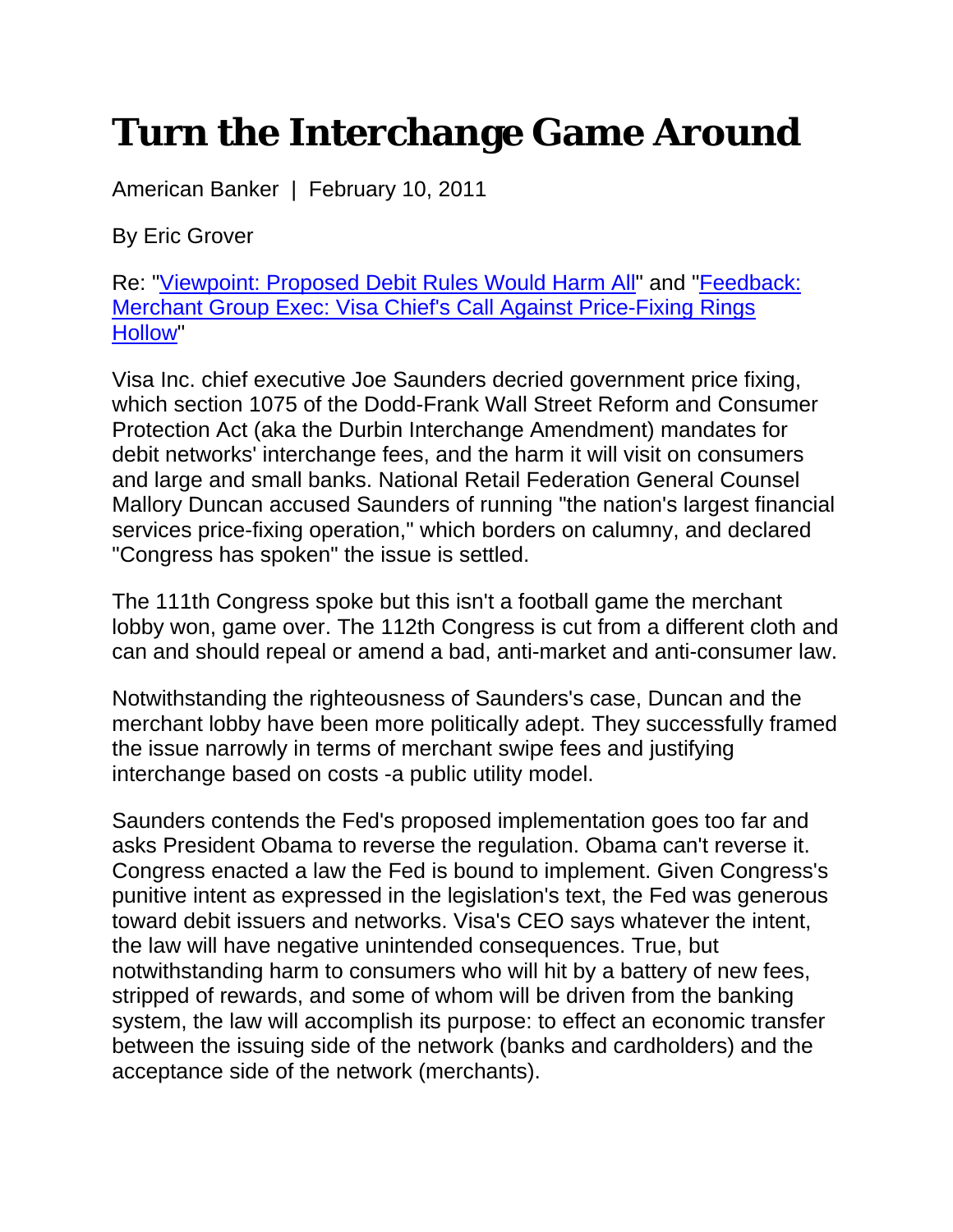# Turn the Interchange Game Around

American Banker | February 10, 2011

By Eric Grover

Re: "[Viewpoint: Proposed Debit Rules Would Harm All]" and "[Feedback: Merchant Group Exec: Visa Chief's Call Against Price-Fixing Rings Hollow]"

Visa Inc. chief executive Joe Saunders decried government price fixing, which section 1075 of the Dodd-Frank Wall Street Reform and Consumer Protection Act (aka the Durbin Interchange Amendment) mandates for debit networks' interchange fees, and the harm it will visit on consumers and large and small banks. National Retail Federation General Counsel Mallory Duncan accused Saunders of running "the nation's largest financial services price-fixing operation," which borders on calumny, and declared "Congress has spoken" the issue is settled.

The 111th Congress spoke but this isn't a football game the merchant lobby won, game over. The 112th Congress is cut from a different cloth and can and should repeal or amend a bad, anti-market and anti-consumer law.

Notwithstanding the righteousness of Saunders's case, Duncan and the merchant lobby have been more politically adept. They successfully framed the issue narrowly in terms of merchant swipe fees and justifying interchange based on costs -a public utility model.

Saunders contends the Fed's proposed implementation goes too far and asks President Obama to reverse the regulation. Obama can't reverse it. Congress enacted a law the Fed is bound to implement. Given Congress's punitive intent as expressed in the legislation's text, the Fed was generous toward debit issuers and networks. Visa's CEO says whatever the intent, the law will have negative unintended consequences. True, but notwithstanding harm to consumers who will hit by a battery of new fees, stripped of rewards, and some of whom will be driven from the banking system, the law will accomplish its purpose: to effect an economic transfer between the issuing side of the network (banks and cardholders) and the acceptance side of the network (merchants).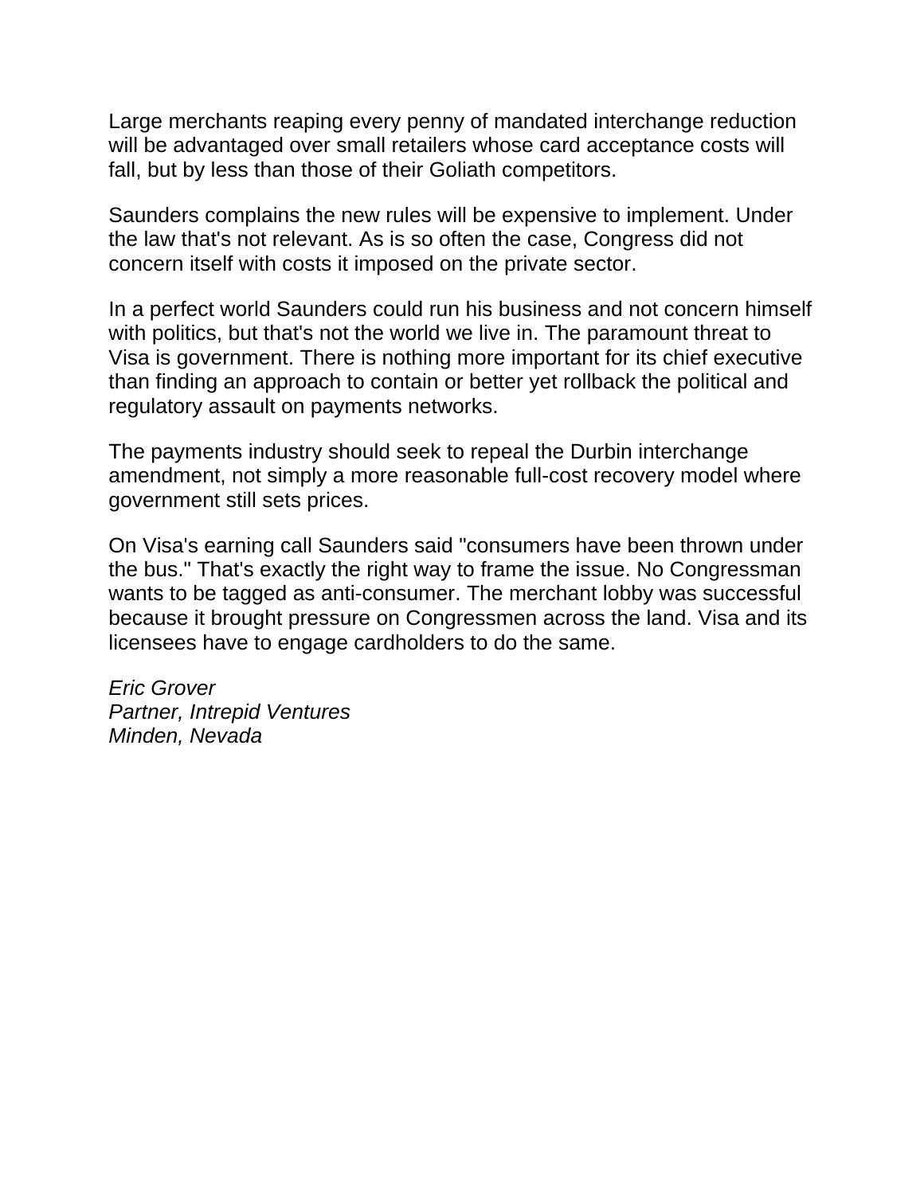Large merchants reaping every penny of mandated interchange reduction will be advantaged over small retailers whose card acceptance costs will fall, but by less than those of their Goliath competitors.

Saunders complains the new rules will be expensive to implement. Under the law that's not relevant. As is so often the case, Congress did not concern itself with costs it imposed on the private sector.

In a perfect world Saunders could run his business and not concern himself with politics, but that's not the world we live in. The paramount threat to Visa is government. There is nothing more important for its chief executive than finding an approach to contain or better yet rollback the political and regulatory assault on payments networks.

The payments industry should seek to repeal the Durbin interchange amendment, not simply a more reasonable full-cost recovery model where government still sets prices.

On Visa's earning call Saunders said "consumers have been thrown under the bus." That's exactly the right way to frame the issue. No Congressman wants to be tagged as anti-consumer. The merchant lobby was successful because it brought pressure on Congressmen across the land. Visa and its licensees have to engage cardholders to do the same.

*Eric Grover*
*Partner, Intrepid Ventures*
*Minden, Nevada*